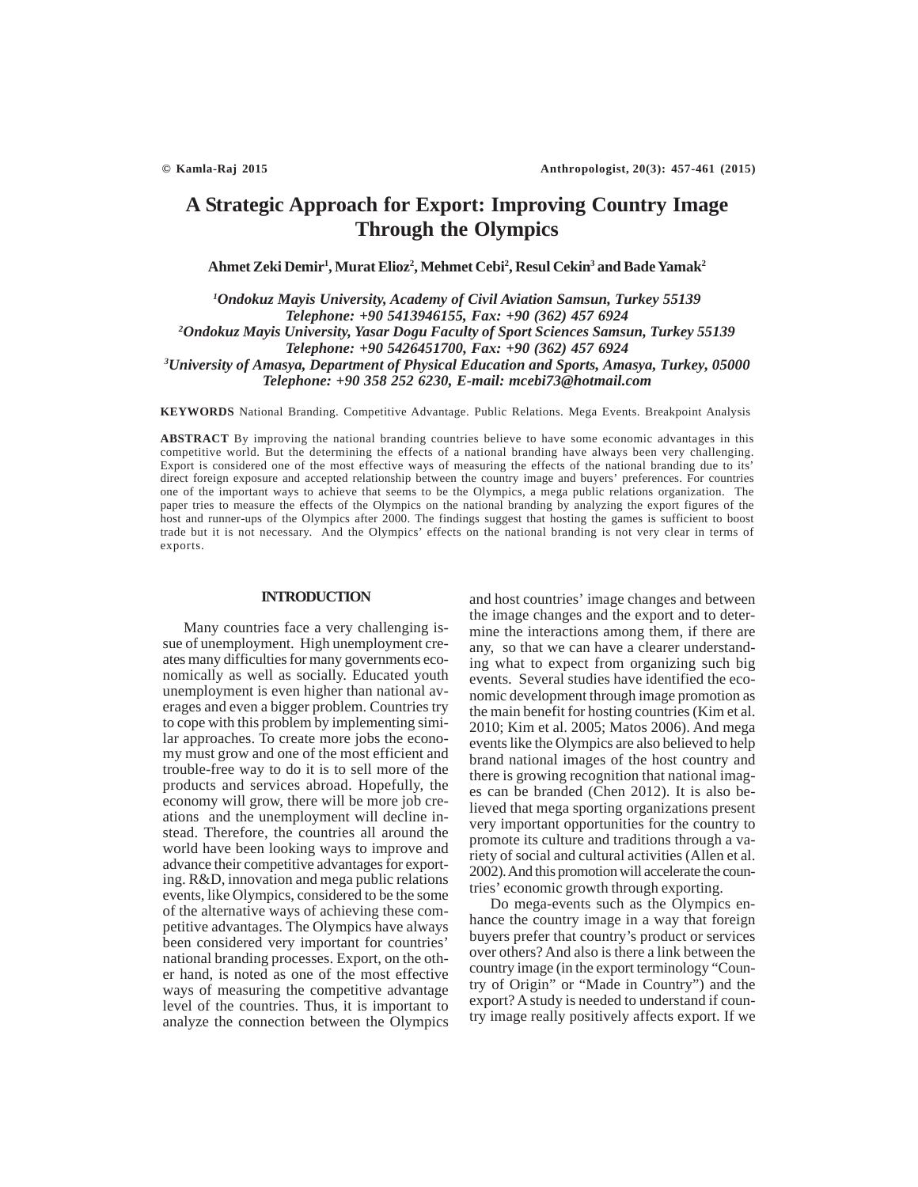# A Strategic Approach for Export: Improving Country Image Through the Olympics

**Ahmet Zeki Demir[1], Murat Elioz[2], Mehmet Cebi[2], Resul Cekin[3] and Bade Yamak[2]**

*[1]Ondokuz Mayis University, Academy of Civil Aviation Samsun, Turkey 55139*
*Telephone: +90 5413946155, Fax: +90 (362) 457 6924*
*[2]Ondokuz Mayis University, Yasar Dogu Faculty of Sport Sciences Samsun, Turkey 55139*
*Telephone: +90 5426451700, Fax: +90 (362) 457 6924*
*[3]University of Amasya, Department of Physical Education and Sports, Amasya, Turkey, 05000*
*Telephone: +90 358 252 6230, E-mail: mcebi73@hotmail.com*

**KEYWORDS** National Branding. Competitive Advantage. Public Relations. Mega Events. Breakpoint Analysis

**ABSTRACT** By improving the national branding countries believe to have some economic advantages in this competitive world. But the determining the effects of a national branding have always been very challenging. Export is considered one of the most effective ways of measuring the effects of the national branding due to its' direct foreign exposure and accepted relationship between the country image and buyers' preferences. For countries one of the important ways to achieve that seems to be the Olympics, a mega public relations organization. The paper tries to measure the effects of the Olympics on the national branding by analyzing the export figures of the host and runner-ups of the Olympics after 2000. The findings suggest that hosting the games is sufficient to boost trade but it is not necessary. And the Olympics' effects on the national branding is not very clear in terms of exports.

## INTRODUCTION

Many countries face a very challenging issue of unemployment. High unemployment creates many difficulties for many governments economically as well as socially. Educated youth unemployment is even higher than national averages and even a bigger problem. Countries try to cope with this problem by implementing similar approaches. To create more jobs the economy must grow and one of the most efficient and trouble-free way to do it is to sell more of the products and services abroad. Hopefully, the economy will grow, there will be more job creations and the unemployment will decline instead. Therefore, the countries all around the world have been looking ways to improve and advance their competitive advantages for exporting. R&D, innovation and mega public relations events, like Olympics, considered to be the some of the alternative ways of achieving these competitive advantages. The Olympics have always been considered very important for countries' national branding processes. Export, on the other hand, is noted as one of the most effective ways of measuring the competitive advantage level of the countries. Thus, it is important to analyze the connection between the Olympics and host countries' image changes and between the image changes and the export and to determine the interactions among them, if there are any, so that we can have a clearer understanding what to expect from organizing such big events. Several studies have identified the economic development through image promotion as the main benefit for hosting countries (Kim et al. 2010; Kim et al. 2005; Matos 2006). And mega events like the Olympics are also believed to help brand national images of the host country and there is growing recognition that national images can be branded (Chen 2012). It is also believed that mega sporting organizations present very important opportunities for the country to promote its culture and traditions through a variety of social and cultural activities (Allen et al. 2002). And this promotion will accelerate the countries' economic growth through exporting.

Do mega-events such as the Olympics enhance the country image in a way that foreign buyers prefer that country's product or services over others? And also is there a link between the country image (in the export terminology "Country of Origin" or "Made in Country") and the export? A study is needed to understand if country image really positively affects export. If we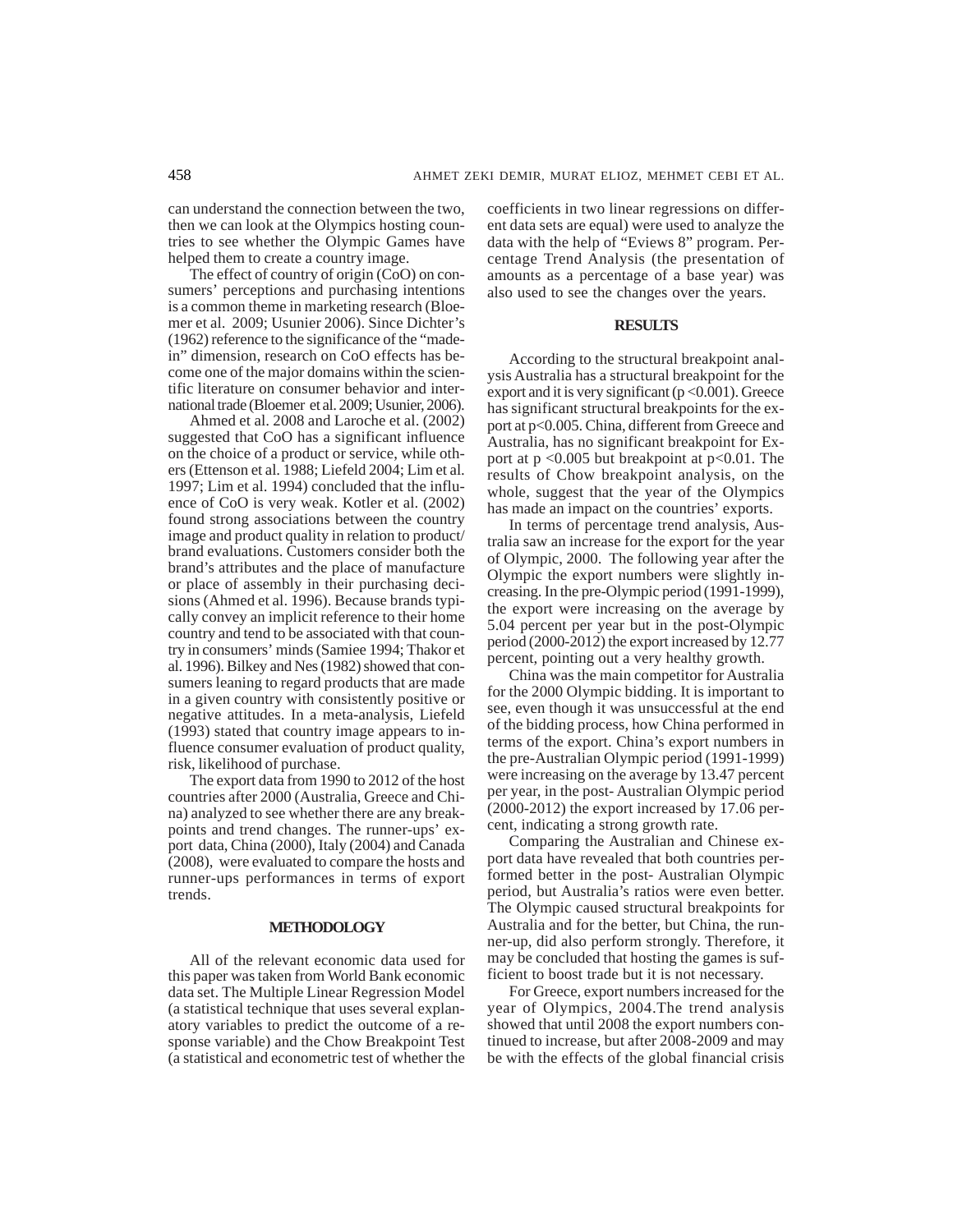can understand the connection between the two, then we can look at the Olympics hosting countries to see whether the Olympic Games have helped them to create a country image.

The effect of country of origin (CoO) on consumers' perceptions and purchasing intentions is a common theme in marketing research (Bloemer et al. 2009; Usunier 2006). Since Dichter's (1962) reference to the significance of the "made-in" dimension, research on CoO effects has become one of the major domains within the scientific literature on consumer behavior and international trade (Bloemer et al. 2009; Usunier, 2006).

Ahmed et al. 2008 and Laroche et al. (2002) suggested that CoO has a significant influence on the choice of a product or service, while others (Ettenson et al. 1988; Liefeld 2004; Lim et al. 1997; Lim et al. 1994) concluded that the influence of CoO is very weak. Kotler et al. (2002) found strong associations between the country image and product quality in relation to product/brand evaluations. Customers consider both the brand's attributes and the place of manufacture or place of assembly in their purchasing decisions (Ahmed et al. 1996). Because brands typically convey an implicit reference to their home country and tend to be associated with that country in consumers' minds (Samiee 1994; Thakor et al. 1996). Bilkey and Nes (1982) showed that consumers leaning to regard products that are made in a given country with consistently positive or negative attitudes. In a meta-analysis, Liefeld (1993) stated that country image appears to influence consumer evaluation of product quality, risk, likelihood of purchase.

The export data from 1990 to 2012 of the host countries after 2000 (Australia, Greece and China) analyzed to see whether there are any breakpoints and trend changes. The runner-ups' export data, China (2000), Italy (2004) and Canada (2008), were evaluated to compare the hosts and runner-ups performances in terms of export trends.

## METHODOLOGY

All of the relevant economic data used for this paper was taken from World Bank economic data set. The Multiple Linear Regression Model (a statistical technique that uses several explanatory variables to predict the outcome of a response variable) and the Chow Breakpoint Test (a statistical and econometric test of whether the coefficients in two linear regressions on different data sets are equal) were used to analyze the data with the help of "Eviews 8" program. Percentage Trend Analysis (the presentation of amounts as a percentage of a base year) was also used to see the changes over the years.

## RESULTS

According to the structural breakpoint analysis Australia has a structural breakpoint for the export and it is very significant ($p < 0.001$). Greece has significant structural breakpoints for the export at $p < 0.005$. China, different from Greece and Australia, has no significant breakpoint for Export at $p < 0.005$ but breakpoint at $p < 0.01$. The results of Chow breakpoint analysis, on the whole, suggest that the year of the Olympics has made an impact on the countries' exports.

In terms of percentage trend analysis, Australia saw an increase for the export for the year of Olympic, 2000. The following year after the Olympic the export numbers were slightly increasing. In the pre-Olympic period (1991-1999), the export were increasing on the average by 5.04 percent per year but in the post-Olympic period (2000-2012) the export increased by 12.77 percent, pointing out a very healthy growth.

China was the main competitor for Australia for the 2000 Olympic bidding. It is important to see, even though it was unsuccessful at the end of the bidding process, how China performed in terms of the export. China's export numbers in the pre-Australian Olympic period (1991-1999) were increasing on the average by 13.47 percent per year, in the post- Australian Olympic period (2000-2012) the export increased by 17.06 percent, indicating a strong growth rate.

Comparing the Australian and Chinese export data have revealed that both countries performed better in the post- Australian Olympic period, but Australia's ratios were even better. The Olympic caused structural breakpoints for Australia and for the better, but China, the runner-up, did also perform strongly. Therefore, it may be concluded that hosting the games is sufficient to boost trade but it is not necessary.

For Greece, export numbers increased for the year of Olympics, 2004.The trend analysis showed that until 2008 the export numbers continued to increase, but after 2008-2009 and may be with the effects of the global financial crisis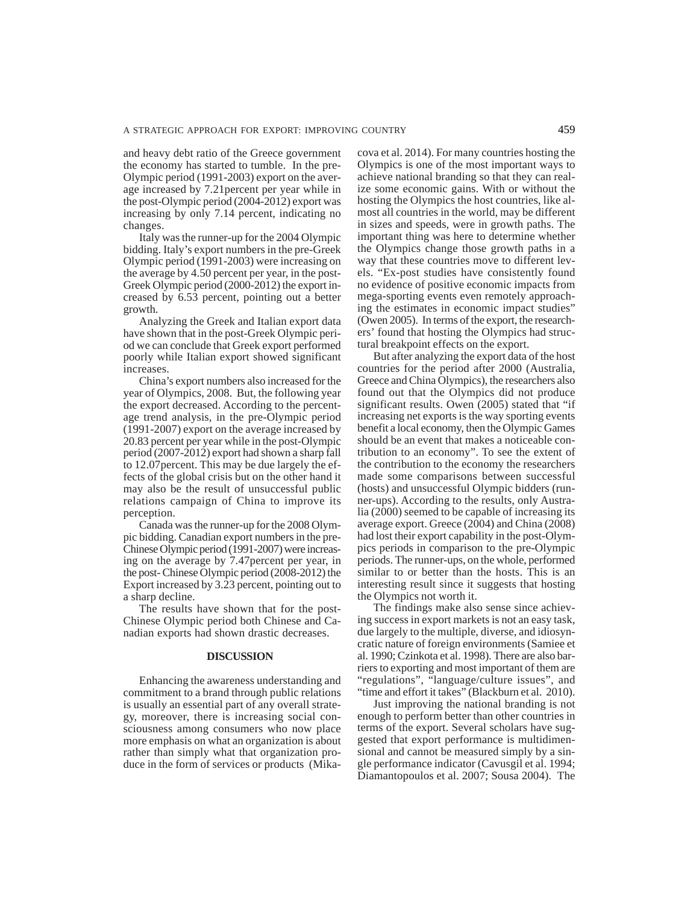and heavy debt ratio of the Greece government the economy has started to tumble. In the pre-Olympic period (1991-2003) export on the average increased by 7.21percent per year while in the post-Olympic period (2004-2012) export was increasing by only 7.14 percent, indicating no changes.

Italy was the runner-up for the 2004 Olympic bidding. Italy's export numbers in the pre-Greek Olympic period (1991-2003) were increasing on the average by 4.50 percent per year, in the post-Greek Olympic period (2000-2012) the export increased by 6.53 percent, pointing out a better growth.

Analyzing the Greek and Italian export data have shown that in the post-Greek Olympic period we can conclude that Greek export performed poorly while Italian export showed significant increases.

China's export numbers also increased for the year of Olympics, 2008. But, the following year the export decreased. According to the percentage trend analysis, in the pre-Olympic period (1991-2007) export on the average increased by 20.83 percent per year while in the post-Olympic period (2007-2012) export had shown a sharp fall to 12.07percent. This may be due largely the effects of the global crisis but on the other hand it may also be the result of unsuccessful public relations campaign of China to improve its perception.

Canada was the runner-up for the 2008 Olympic bidding. Canadian export numbers in the pre-Chinese Olympic period (1991-2007) were increasing on the average by 7.47percent per year, in the post- Chinese Olympic period (2008-2012) the Export increased by 3.23 percent, pointing out to a sharp decline.

The results have shown that for the post-Chinese Olympic period both Chinese and Canadian exports had shown drastic decreases.

## DISCUSSION

Enhancing the awareness understanding and commitment to a brand through public relations is usually an essential part of any overall strategy, moreover, there is increasing social consciousness among consumers who now place more emphasis on what an organization is about rather than simply what that organization produce in the form of services or products (Mikacova et al. 2014). For many countries hosting the Olympics is one of the most important ways to achieve national branding so that they can realize some economic gains. With or without the hosting the Olympics the host countries, like almost all countries in the world, may be different in sizes and speeds, were in growth paths. The important thing was here to determine whether the Olympics change those growth paths in a way that these countries move to different levels. "Ex-post studies have consistently found no evidence of positive economic impacts from mega-sporting events even remotely approaching the estimates in economic impact studies" (Owen 2005). In terms of the export, the researchers' found that hosting the Olympics had structural breakpoint effects on the export.

But after analyzing the export data of the host countries for the period after 2000 (Australia, Greece and China Olympics), the researchers also found out that the Olympics did not produce significant results. Owen (2005) stated that "if increasing net exports is the way sporting events benefit a local economy, then the Olympic Games should be an event that makes a noticeable contribution to an economy". To see the extent of the contribution to the economy the researchers made some comparisons between successful (hosts) and unsuccessful Olympic bidders (runner-ups). According to the results, only Australia (2000) seemed to be capable of increasing its average export. Greece (2004) and China (2008) had lost their export capability in the post-Olympics periods in comparison to the pre-Olympic periods. The runner-ups, on the whole, performed similar to or better than the hosts. This is an interesting result since it suggests that hosting the Olympics not worth it.

The findings make also sense since achieving success in export markets is not an easy task, due largely to the multiple, diverse, and idiosyncratic nature of foreign environments (Samiee et al. 1990; Czinkota et al. 1998). There are also barriers to exporting and most important of them are "regulations", "language/culture issues", and "time and effort it takes" (Blackburn et al. 2010).

Just improving the national branding is not enough to perform better than other countries in terms of the export. Several scholars have suggested that export performance is multidimensional and cannot be measured simply by a single performance indicator (Cavusgil et al. 1994; Diamantopoulos et al. 2007; Sousa 2004). The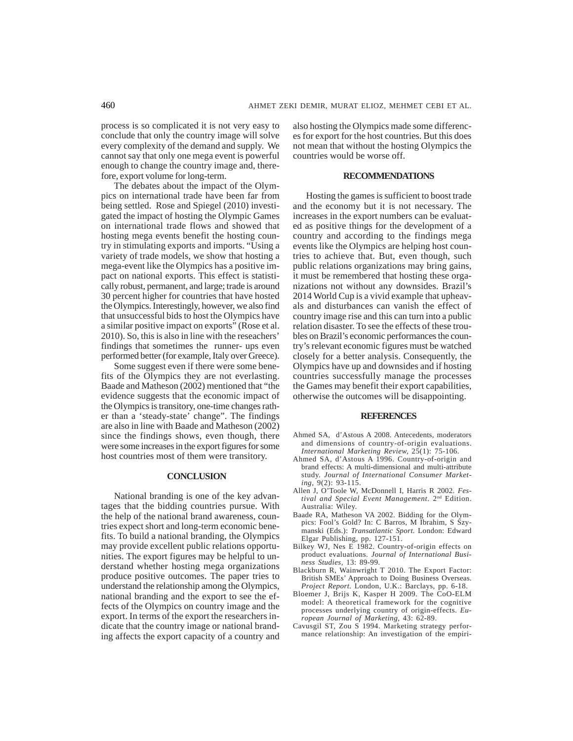process is so complicated it is not very easy to conclude that only the country image will solve every complexity of the demand and supply. We cannot say that only one mega event is powerful enough to change the country image and, therefore, export volume for long-term.

The debates about the impact of the Olympics on international trade have been far from being settled. Rose and Spiegel (2010) investigated the impact of hosting the Olympic Games on international trade flows and showed that hosting mega events benefit the hosting country in stimulating exports and imports. "Using a variety of trade models, we show that hosting a mega-event like the Olympics has a positive impact on national exports. This effect is statistically robust, permanent, and large; trade is around 30 percent higher for countries that have hosted the Olympics. Interestingly, however, we also find that unsuccessful bids to host the Olympics have a similar positive impact on exports" (Rose et al. 2010). So, this is also in line with the reseachers' findings that sometimes the runner- ups even performed better (for example, Italy over Greece).

Some suggest even if there were some benefits of the Olympics they are not everlasting. Baade and Matheson (2002) mentioned that "the evidence suggests that the economic impact of the Olympics is transitory, one-time changes rather than a 'steady-state' change". The findings are also in line with Baade and Matheson (2002) since the findings shows, even though, there were some increases in the export figures for some host countries most of them were transitory.

## CONCLUSION

National branding is one of the key advantages that the bidding countries pursue. With the help of the national brand awareness, countries expect short and long-term economic benefits. To build a national branding, the Olympics may provide excellent public relations opportunities. The export figures may be helpful to understand whether hosting mega organizations produce positive outcomes. The paper tries to understand the relationship among the Olympics, national branding and the export to see the effects of the Olympics on country image and the export. In terms of the export the researchers indicate that the country image or national branding affects the export capacity of a country and also hosting the Olympics made some differences for export for the host countries. But this does not mean that without the hosting Olympics the countries would be worse off.

## RECOMMENDATIONS

Hosting the games is sufficient to boost trade and the economy but it is not necessary. The increases in the export numbers can be evaluated as positive things for the development of a country and according to the findings mega events like the Olympics are helping host countries to achieve that. But, even though, such public relations organizations may bring gains, it must be remembered that hosting these organizations not without any downsides. Brazil's 2014 World Cup is a vivid example that upheavals and disturbances can vanish the effect of country image rise and this can turn into a public relation disaster. To see the effects of these troubles on Brazil's economic performances the country's relevant economic figures must be watched closely for a better analysis. Consequently, the Olympics have up and downsides and if hosting countries successfully manage the processes the Games may benefit their export capabilities, otherwise the outcomes will be disappointing.

## REFERENCES

Ahmed SA, d'Astous A 2008. Antecedents, moderators and dimensions of country-of-origin evaluations. *International Marketing Review,* 25(1): 75-106.

Ahmed SA, d'Astous A 1996. Country-of-origin and brand effects: A multi-dimensional and multi-attribute study. *Journal of International Consumer Marketing,* 9(2): 93-115.

Allen J, O'Toole W, McDonnell I, Harris R 2002. *Festival and Special Event Management.* 2nd Edition. Australia: Wiley.

Baade RA, Matheson VA 2002. Bidding for the Olympics: Fool's Gold? In: C Barros, M Ibrahim, S Szymanski (Eds.): *Transatlantic Sport.* London: Edward Elgar Publishing, pp. 127-151.

Bilkey WJ, Nes E 1982. Country-of-origin effects on product evaluations. *Journal of International Business Studies,* 13: 89-99.

Blackburn R, Wainwright T 2010. The Export Factor: British SMEs' Approach to Doing Business Overseas. *Project Report.* London, U.K.: Barclays, pp. 6-18.

Bloemer J, Brijs K, Kasper H 2009. The CoO-ELM model: A theoretical framework for the cognitive processes underlying country of origin-effects. *European Journal of Marketing,* 43: 62-89.

Cavusgil ST, Zou S 1994. Marketing strategy performance relationship: An investigation of the empiri-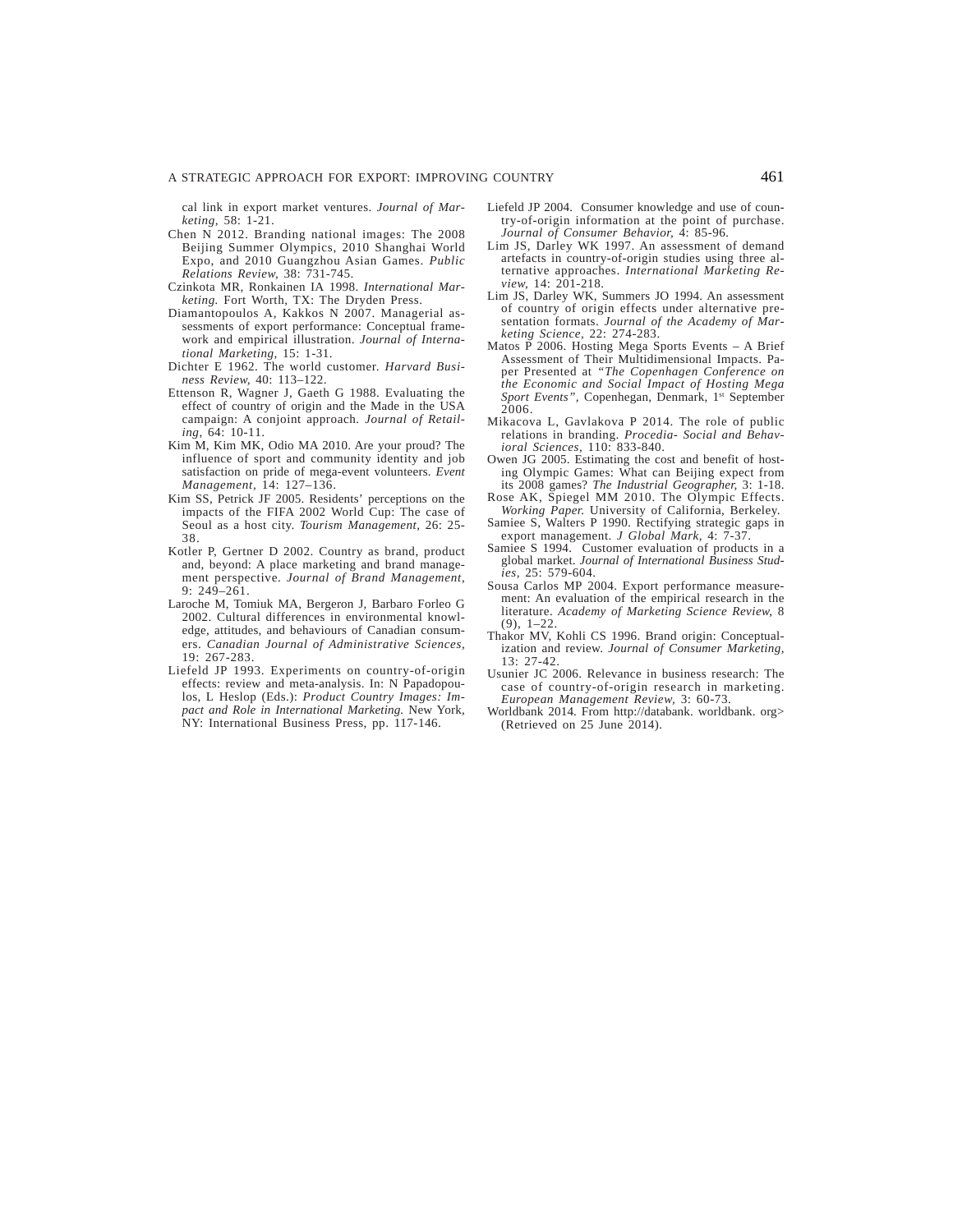cal link in export market ventures. *Journal of Marketing,* 58: 1-21.

Chen N 2012. Branding national images: The 2008 Beijing Summer Olympics, 2010 Shanghai World Expo, and 2010 Guangzhou Asian Games. *Public Relations Review,* 38: 731-745.

Czinkota MR, Ronkainen IA 1998. *International Marketing.* Fort Worth, TX: The Dryden Press.

Diamantopoulos A, Kakkos N 2007. Managerial assessments of export performance: Conceptual framework and empirical illustration. *Journal of International Marketing,* 15: 1-31.

Dichter E 1962. The world customer. *Harvard Business Review,* 40: 113–122.

Ettenson R, Wagner J, Gaeth G 1988. Evaluating the effect of country of origin and the Made in the USA campaign: A conjoint approach. *Journal of Retailing,* 64: 10-11.

Kim M, Kim MK, Odio MA 2010. Are your proud? The influence of sport and community identity and job satisfaction on pride of mega-event volunteers. *Event Management,* 14: 127–136.

Kim SS, Petrick JF 2005. Residents' perceptions on the impacts of the FIFA 2002 World Cup: The case of Seoul as a host city. *Tourism Management,* 26: 25-38.

Kotler P, Gertner D 2002. Country as brand, product and, beyond: A place marketing and brand management perspective. *Journal of Brand Management,* 9: 249–261.

Laroche M, Tomiuk MA, Bergeron J, Barbaro Forleo G 2002. Cultural differences in environmental knowledge, attitudes, and behaviours of Canadian consumers. *Canadian Journal of Administrative Sciences,* 19: 267-283.

Liefeld JP 1993. Experiments on country-of-origin effects: review and meta-analysis. In: N Papadopoulos, L Heslop (Eds.): *Product Country Images: Impact and Role in International Marketing.* New York, NY: International Business Press, pp. 117-146.

Liefeld JP 2004. Consumer knowledge and use of country-of-origin information at the point of purchase. *Journal of Consumer Behavior,* 4: 85-96.

Lim JS, Darley WK 1997. An assessment of demand artefacts in country-of-origin studies using three alternative approaches. *International Marketing Review,* 14: 201-218.

Lim JS, Darley WK, Summers JO 1994. An assessment of country of origin effects under alternative presentation formats. *Journal of the Academy of Marketing Science,* 22: 274-283.

Matos P 2006. Hosting Mega Sports Events – A Brief Assessment of Their Multidimensional Impacts. Paper Presented at *"The Copenhagen Conference on the Economic and Social Impact of Hosting Mega Sport Events",* Copenhegan, Denmark, 1st September 2006.

Mikacova L, Gavlakova P 2014. The role of public relations in branding. *Procedia- Social and Behavioral Sciences,* 110: 833-840.

Owen JG 2005. Estimating the cost and benefit of hosting Olympic Games: What can Beijing expect from its 2008 games? *The Industrial Geographer,* 3: 1-18.

Rose AK, Spiegel MM 2010. The Olympic Effects. *Working Paper.* University of California, Berkeley.

Samiee S, Walters P 1990. Rectifying strategic gaps in export management. *J Global Mark,* 4: 7-37.

Samiee S 1994. Customer evaluation of products in a global market. *Journal of International Business Studies,* 25: 579-604.

Sousa Carlos MP 2004. Export performance measurement: An evaluation of the empirical research in the literature. *Academy of Marketing Science Review,* 8 (9), 1–22.

Thakor MV, Kohli CS 1996. Brand origin: Conceptualization and review. *Journal of Consumer Marketing,* 13: 27-42.

Usunier JC 2006. Relevance in business research: The case of country-of-origin research in marketing. *European Management Review,* 3: 60-73.

Worldbank 2014. From http://databank. worldbank. org> (Retrieved on 25 June 2014).